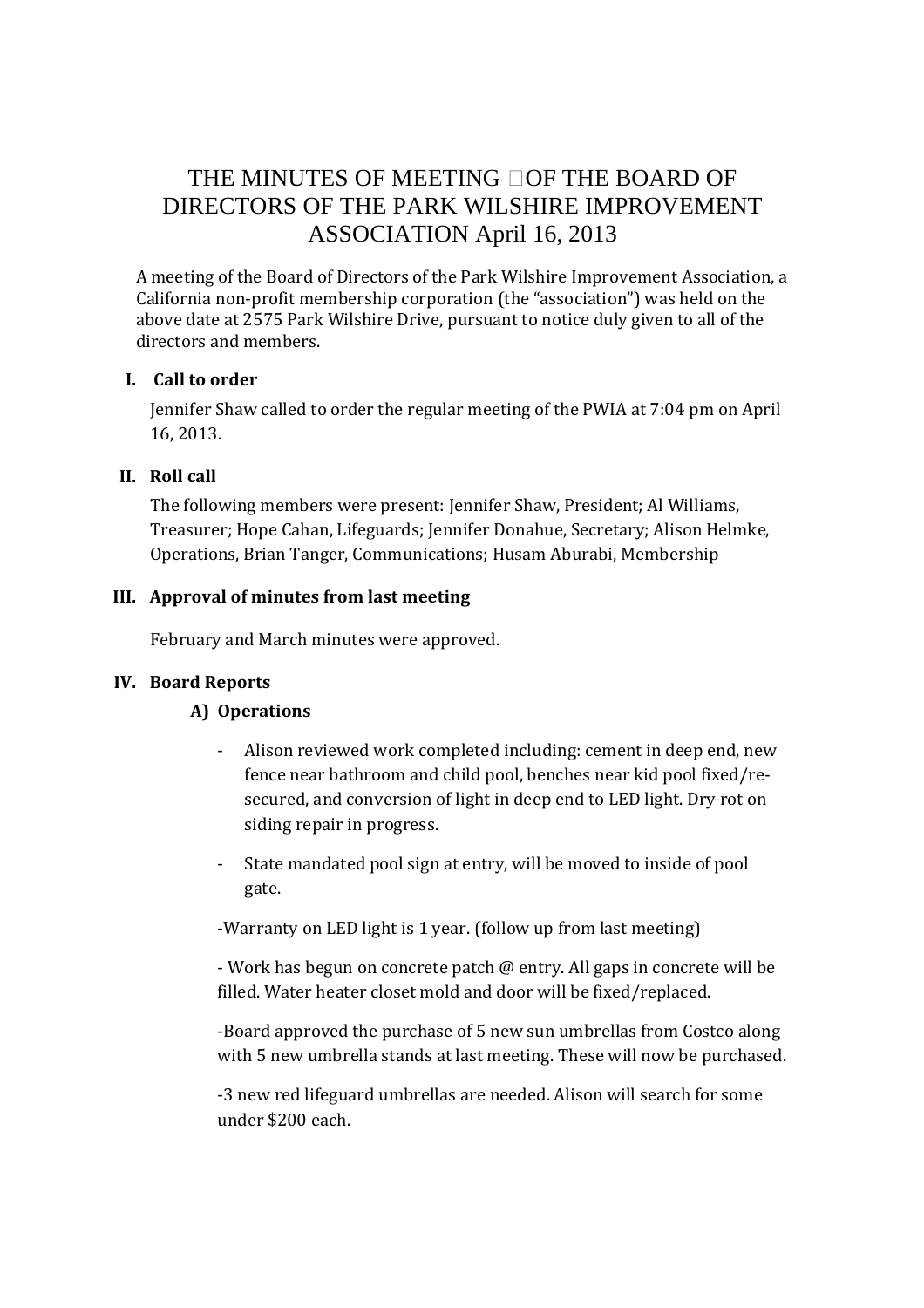# THE MINUTES OF MEETING OF THE BOARD OF DIRECTORS OF THE PARK WILSHIRE IMPROVEMENT ASSOCIATION April 16, 2013

A meeting of the Board of Directors of the Park Wilshire Improvement Association, a California non-profit membership corporation (the "association") was held on the above date at 2575 Park Wilshire Drive, pursuant to notice duly given to all of the directors and members.

## I. Call to order

Jennifer Shaw called to order the regular meeting of the PWIA at 7:04 pm on April 16, 2013.

## II. Roll call

The following members were present: Jennifer Shaw, President; Al Williams, Treasurer; Hope Cahan, Lifeguards; Jennifer Donahue, Secretary; Alison Helmke, Operations, Brian Tanger, Communications; Husam Aburabi, Membership

## III. Approval of minutes from last meeting

February and March minutes were approved.

## IV. Board Reports

### A) Operations

- Alison reviewed work completed including: cement in deep end, new fence near bathroom and child pool, benches near kid pool fixed/re-secured, and conversion of light in deep end to LED light. Dry rot on siding repair in progress.
- State mandated pool sign at entry, will be moved to inside of pool gate.

-Warranty on LED light is 1 year. (follow up from last meeting)

- Work has begun on concrete patch @ entry. All gaps in concrete will be filled. Water heater closet mold and door will be fixed/replaced.

-Board approved the purchase of 5 new sun umbrellas from Costco along with 5 new umbrella stands at last meeting. These will now be purchased.

-3 new red lifeguard umbrellas are needed. Alison will search for some under $200 each.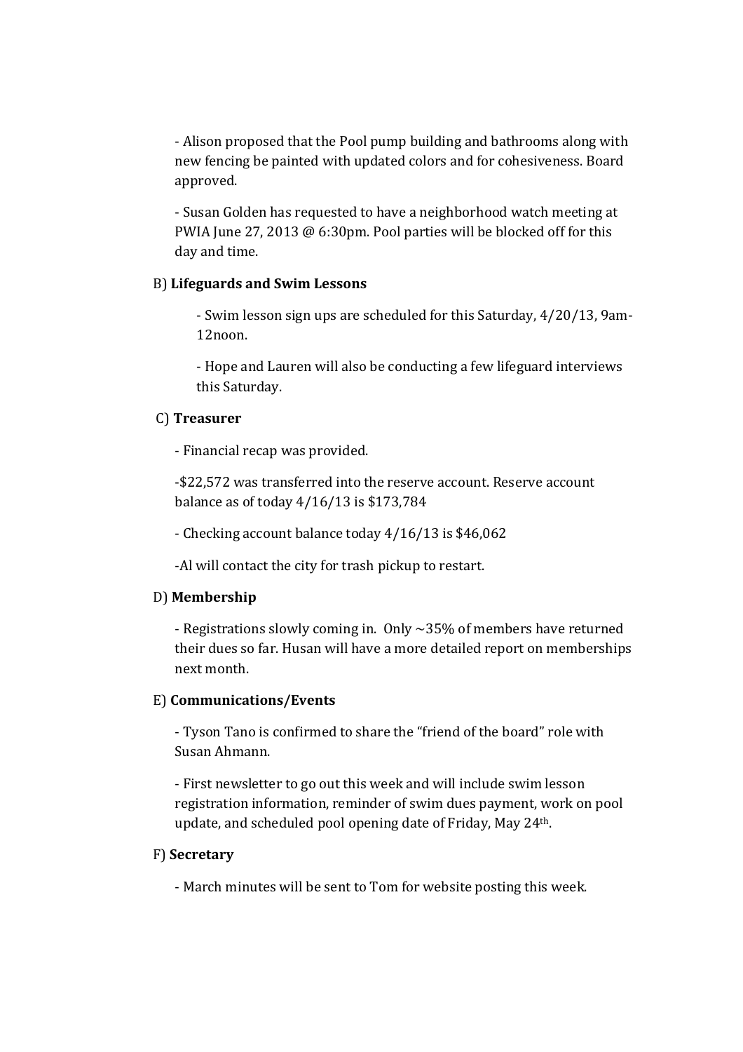- Alison proposed that the Pool pump building and bathrooms along with new fencing be painted with updated colors and for cohesiveness. Board approved.

- Susan Golden has requested to have a neighborhood watch meeting at PWIA June 27, 2013 @ 6:30pm. Pool parties will be blocked off for this day and time.

B) **Lifeguards and Swim Lessons**

- Swim lesson sign ups are scheduled for this Saturday, 4/20/13, 9am-12noon.

- Hope and Lauren will also be conducting a few lifeguard interviews this Saturday.

C) **Treasurer**

- Financial recap was provided.

-$22,572 was transferred into the reserve account. Reserve account balance as of today 4/16/13 is $173,784

- Checking account balance today 4/16/13 is $46,062

-Al will contact the city for trash pickup to restart.

D) **Membership**

- Registrations slowly coming in. Only ~35% of members have returned their dues so far. Husan will have a more detailed report on memberships next month.

E) **Communications/Events**

- Tyson Tano is confirmed to share the "friend of the board" role with Susan Ahmann.

- First newsletter to go out this week and will include swim lesson registration information, reminder of swim dues payment, work on pool update, and scheduled pool opening date of Friday, May 24th.

F) **Secretary**

- March minutes will be sent to Tom for website posting this week.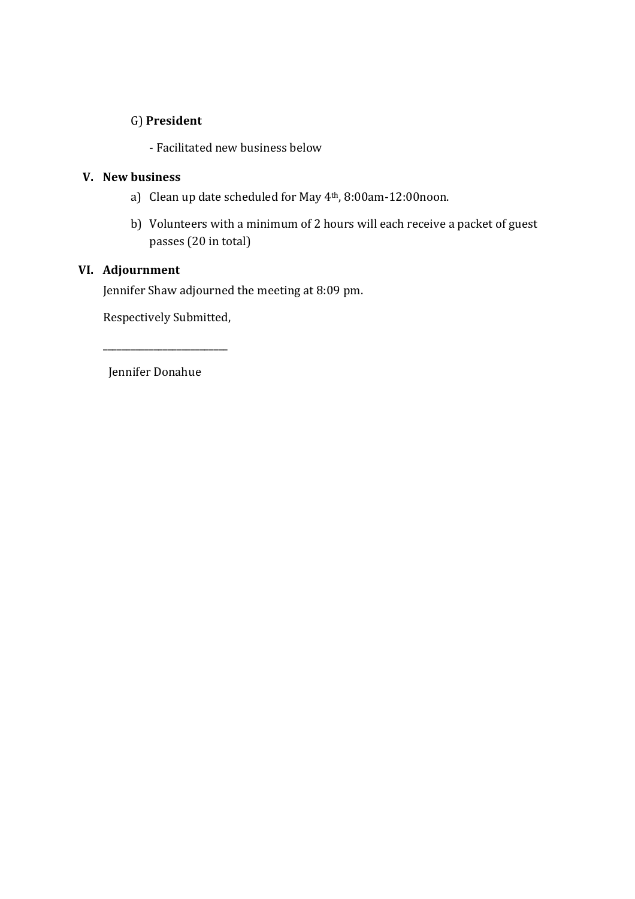G) **President**

- Facilitated new business below

**V. New business**

a) Clean up date scheduled for May 4th, 8:00am-12:00noon.

b) Volunteers with a minimum of 2 hours will each receive a packet of guest passes (20 in total)

**VI. Adjournment**

Jennifer Shaw adjourned the meeting at 8:09 pm.

Respectively Submitted,

___________________________

Jennifer Donahue